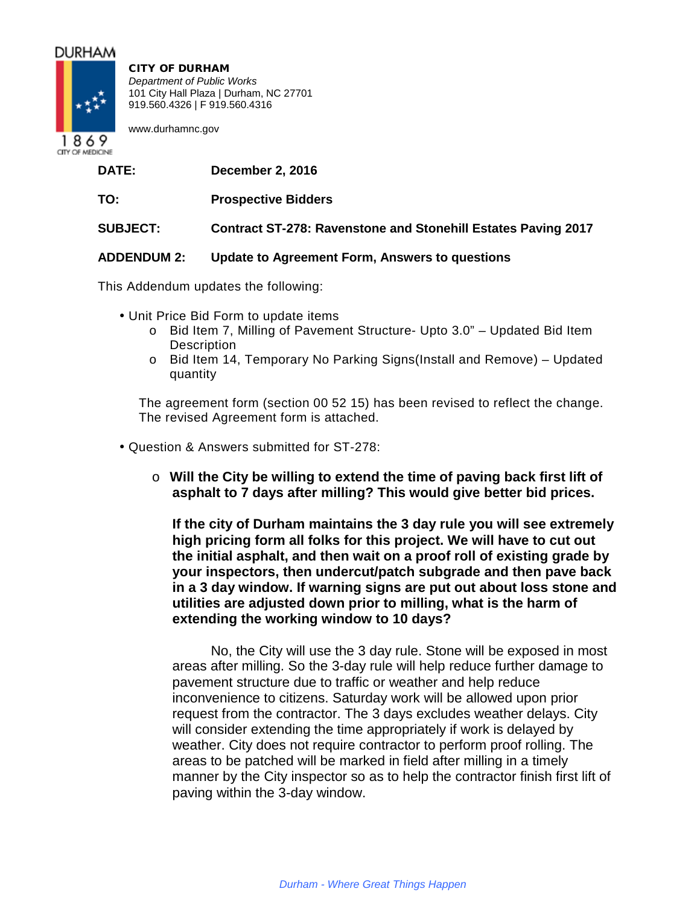DURHAM

1869
CITY OF MEDICINE

**CITY OF DURHAM**
*Department of Public Works*
101 City Hall Plaza | Durham, NC 27701
919.560.4326 | F 919.560.4316

www.durhamnc.gov

**DATE:** **December 2, 2016**

**TO:** **Prospective Bidders**

**SUBJECT:** **Contract ST-278: Ravenstone and Stonehill Estates Paving 2017**

**ADDENDUM 2:** **Update to Agreement Form, Answers to questions**

This Addendum updates the following:

- Unit Price Bid Form to update items
  - Bid Item 7, Milling of Pavement Structure- Upto 3.0" – Updated Bid Item Description
  - Bid Item 14, Temporary No Parking Signs(Install and Remove) – Updated quantity

  The agreement form (section 00 52 15) has been revised to reflect the change. The revised Agreement form is attached.

- Question & Answers submitted for ST-278:
  - **Will the City be willing to extend the time of paving back first lift of asphalt to 7 days after milling? This would give better bid prices.**

    **If the city of Durham maintains the 3 day rule you will see extremely high pricing form all folks for this project. We will have to cut out the initial asphalt, and then wait on a proof roll of existing grade by your inspectors, then undercut/patch subgrade and then pave back in a 3 day window. If warning signs are put out about loss stone and utilities are adjusted down prior to milling, what is the harm of extending the working window to 10 days?**

    No, the City will use the 3 day rule. Stone will be exposed in most areas after milling. So the 3-day rule will help reduce further damage to pavement structure due to traffic or weather and help reduce inconvenience to citizens. Saturday work will be allowed upon prior request from the contractor. The 3 days excludes weather delays. City will consider extending the time appropriately if work is delayed by weather. City does not require contractor to perform proof rolling. The areas to be patched will be marked in field after milling in a timely manner by the City inspector so as to help the contractor finish first lift of paving within the 3-day window.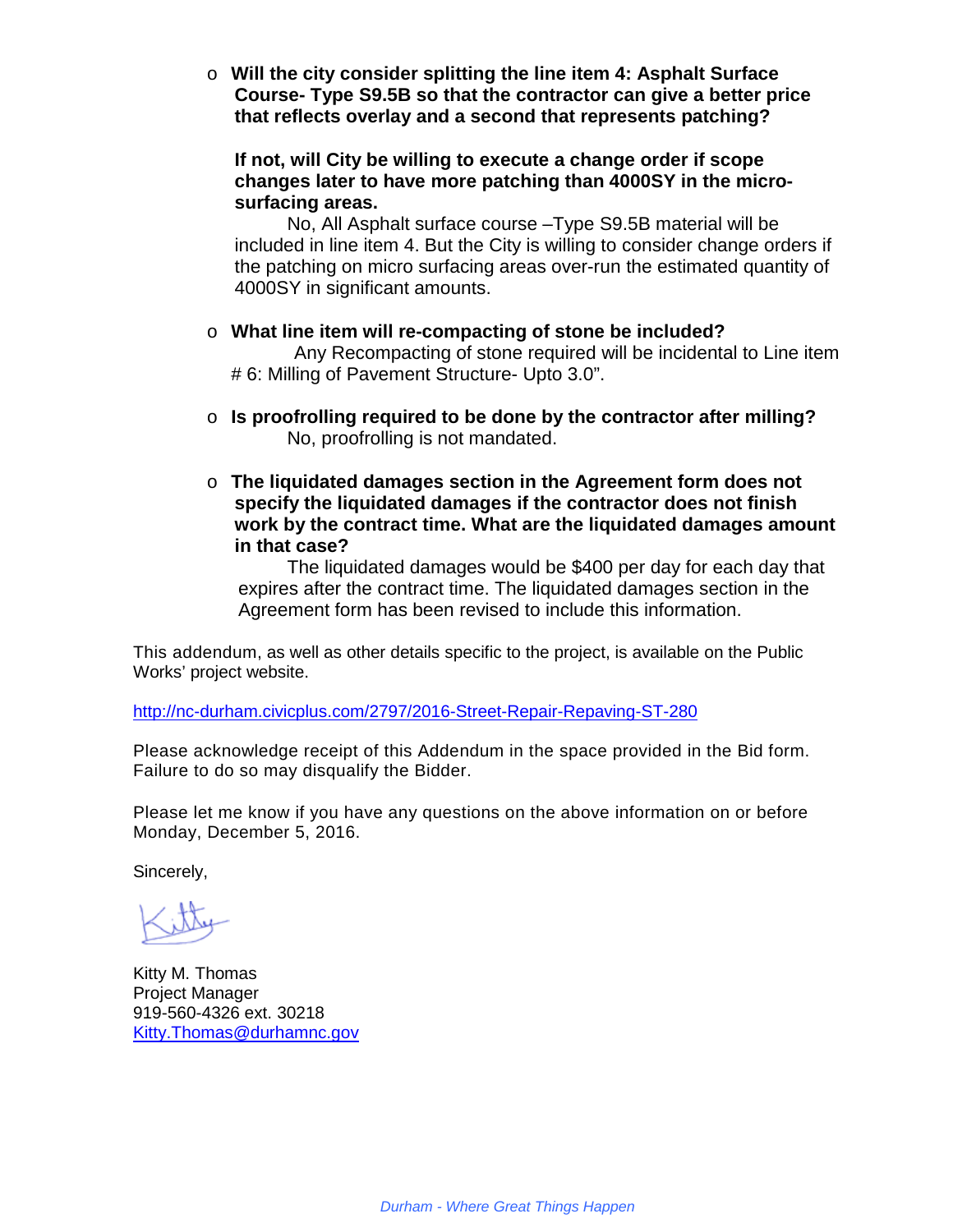- **Will the city consider splitting the line item 4: Asphalt Surface Course- Type S9.5B so that the contractor can give a better price that reflects overlay and a second that represents patching?**

  **If not, will City be willing to execute a change order if scope changes later to have more patching than 4000SY in the micro-surfacing areas.**

  No, All Asphalt surface course –Type S9.5B material will be included in line item 4. But the City is willing to consider change orders if the patching on micro surfacing areas over-run the estimated quantity of 4000SY in significant amounts.

- **What line item will re-compacting of stone be included?**

  Any Recompacting of stone required will be incidental to Line item # 6: Milling of Pavement Structure- Upto 3.0".

- **Is proofrolling required to be done by the contractor after milling?**

  No, proofrolling is not mandated.

- **The liquidated damages section in the Agreement form does not specify the liquidated damages if the contractor does not finish work by the contract time. What are the liquidated damages amount in that case?**

  The liquidated damages would be $400 per day for each day that expires after the contract time. The liquidated damages section in the Agreement form has been revised to include this information.

This addendum, as well as other details specific to the project, is available on the Public Works' project website.

http://nc-durham.civicplus.com/2797/2016-Street-Repair-Repaving-ST-280

Please acknowledge receipt of this Addendum in the space provided in the Bid form. Failure to do so may disqualify the Bidder.

Please let me know if you have any questions on the above information on or before Monday, December 5, 2016.

Sincerely,

Kitty

Kitty M. Thomas
Project Manager
919-560-4326 ext. 30218
Kitty.Thomas@durhamnc.gov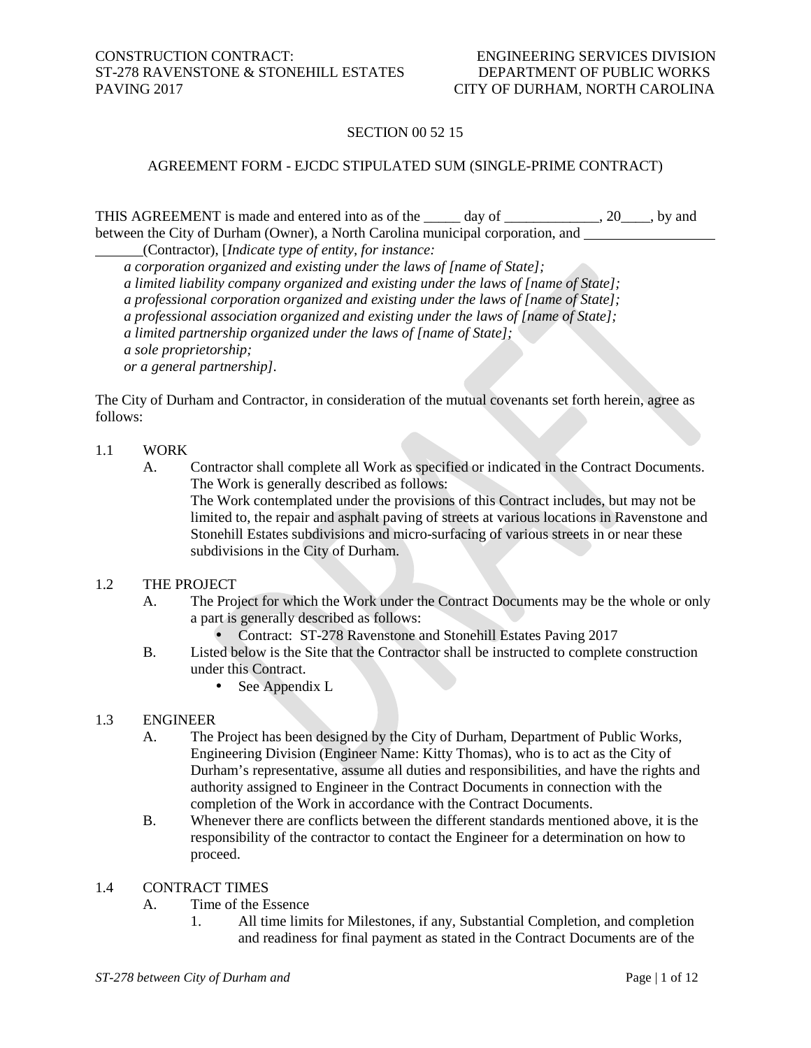SECTION 00 52 15

AGREEMENT FORM - EJCDC STIPULATED SUM (SINGLE-PRIME CONTRACT)

THIS AGREEMENT is made and entered into as of the _____ day of _____________, 20____, by and between the City of Durham (Owner), a North Carolina municipal corporation, and ________________________(Contractor), [*Indicate type of entity, for instance:*

*a corporation organized and existing under the laws of [name of State];*
*a limited liability company organized and existing under the laws of [name of State];*
*a professional corporation organized and existing under the laws of [name of State];*
*a professional association organized and existing under the laws of [name of State];*
*a limited partnership organized under the laws of [name of State];*
*a sole proprietorship;*
*or a general partnership]*.

The City of Durham and Contractor, in consideration of the mutual covenants set forth herein, agree as follows:

1.1 WORK

A. Contractor shall complete all Work as specified or indicated in the Contract Documents. The Work is generally described as follows:
The Work contemplated under the provisions of this Contract includes, but may not be limited to, the repair and asphalt paving of streets at various locations in Ravenstone and Stonehill Estates subdivisions and micro-surfacing of various streets in or near these subdivisions in the City of Durham.

1.2 THE PROJECT

A. The Project for which the Work under the Contract Documents may be the whole or only a part is generally described as follows:
- Contract: ST-278 Ravenstone and Stonehill Estates Paving 2017

B. Listed below is the Site that the Contractor shall be instructed to complete construction under this Contract.
- See Appendix L

1.3 ENGINEER

A. The Project has been designed by the City of Durham, Department of Public Works, Engineering Division (Engineer Name: Kitty Thomas), who is to act as the City of Durham's representative, assume all duties and responsibilities, and have the rights and authority assigned to Engineer in the Contract Documents in connection with the completion of the Work in accordance with the Contract Documents.

B. Whenever there are conflicts between the different standards mentioned above, it is the responsibility of the contractor to contact the Engineer for a determination on how to proceed.

1.4 CONTRACT TIMES

A. Time of the Essence

1. All time limits for Milestones, if any, Substantial Completion, and completion and readiness for final payment as stated in the Contract Documents are of the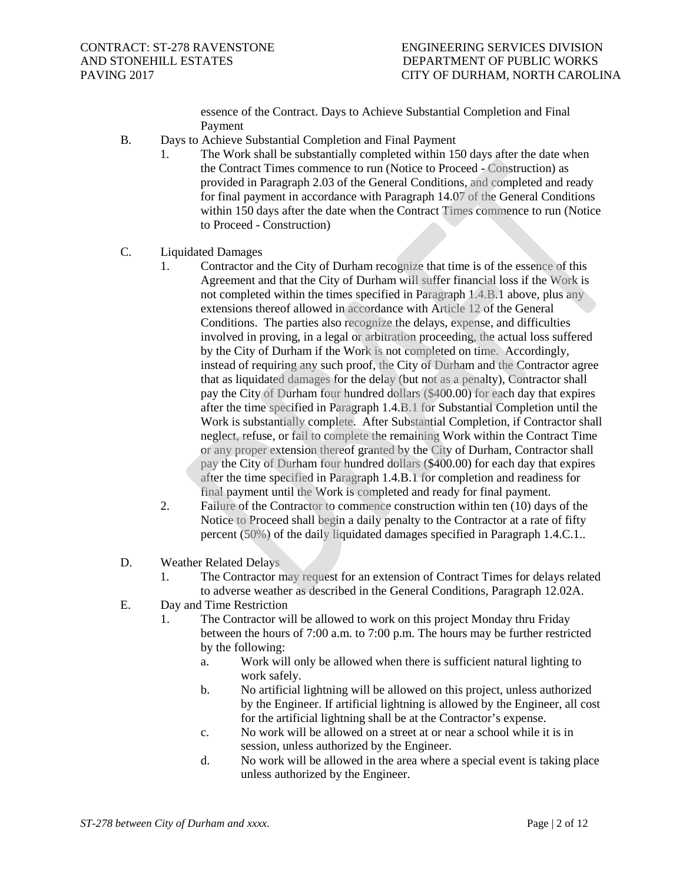essence of the Contract. Days to Achieve Substantial Completion and Final Payment

B. Days to Achieve Substantial Completion and Final Payment

1. The Work shall be substantially completed within 150 days after the date when the Contract Times commence to run (Notice to Proceed - Construction) as provided in Paragraph 2.03 of the General Conditions, and completed and ready for final payment in accordance with Paragraph 14.07 of the General Conditions within 150 days after the date when the Contract Times commence to run (Notice to Proceed - Construction)

C. Liquidated Damages

1. Contractor and the City of Durham recognize that time is of the essence of this Agreement and that the City of Durham will suffer financial loss if the Work is not completed within the times specified in Paragraph 1.4.B.1 above, plus any extensions thereof allowed in accordance with Article 12 of the General Conditions. The parties also recognize the delays, expense, and difficulties involved in proving, in a legal or arbitration proceeding, the actual loss suffered by the City of Durham if the Work is not completed on time. Accordingly, instead of requiring any such proof, the City of Durham and the Contractor agree that as liquidated damages for the delay (but not as a penalty), Contractor shall pay the City of Durham four hundred dollars ($400.00) for each day that expires after the time specified in Paragraph 1.4.B.1 for Substantial Completion until the Work is substantially complete. After Substantial Completion, if Contractor shall neglect, refuse, or fail to complete the remaining Work within the Contract Time or any proper extension thereof granted by the City of Durham, Contractor shall pay the City of Durham four hundred dollars ($400.00) for each day that expires after the time specified in Paragraph 1.4.B.1 for completion and readiness for final payment until the Work is completed and ready for final payment.
2. Failure of the Contractor to commence construction within ten (10) days of the Notice to Proceed shall begin a daily penalty to the Contractor at a rate of fifty percent (50%) of the daily liquidated damages specified in Paragraph 1.4.C.1..

D. Weather Related Delays

1. The Contractor may request for an extension of Contract Times for delays related to adverse weather as described in the General Conditions, Paragraph 12.02A.

E. Day and Time Restriction

1. The Contractor will be allowed to work on this project Monday thru Friday between the hours of 7:00 a.m. to 7:00 p.m. The hours may be further restricted by the following:
   a. Work will only be allowed when there is sufficient natural lighting to work safely.
   b. No artificial lightning will be allowed on this project, unless authorized by the Engineer. If artificial lightning is allowed by the Engineer, all cost for the artificial lightning shall be at the Contractor's expense.
   c. No work will be allowed on a street at or near a school while it is in session, unless authorized by the Engineer.
   d. No work will be allowed in the area where a special event is taking place unless authorized by the Engineer.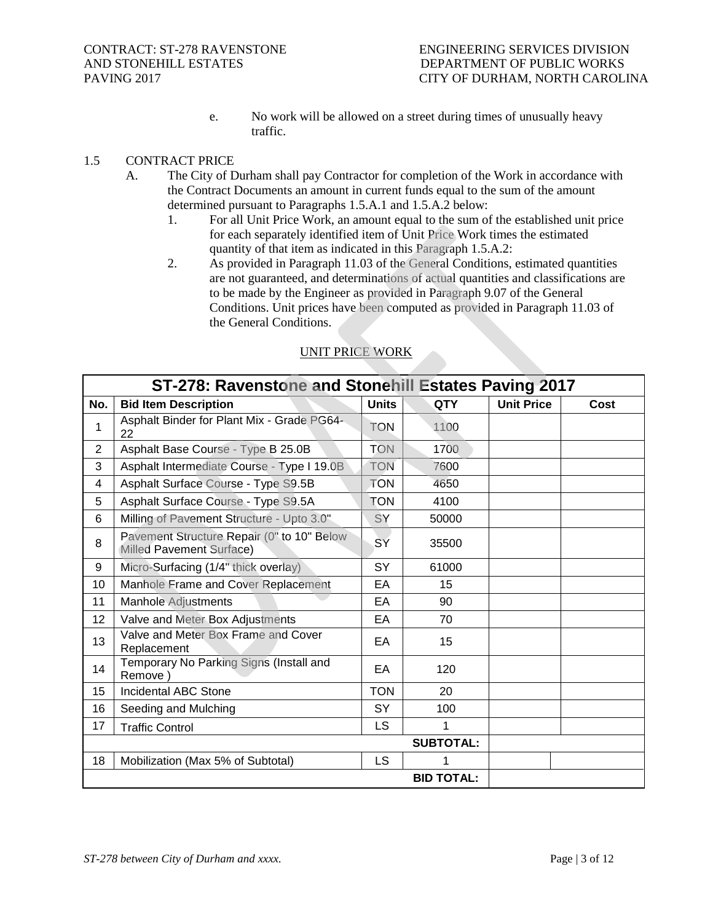e. No work will be allowed on a street during times of unusually heavy traffic.

1.5 CONTRACT PRICE

A. The City of Durham shall pay Contractor for completion of the Work in accordance with the Contract Documents an amount in current funds equal to the sum of the amount determined pursuant to Paragraphs 1.5.A.1 and 1.5.A.2 below:

1. For all Unit Price Work, an amount equal to the sum of the established unit price for each separately identified item of Unit Price Work times the estimated quantity of that item as indicated in this Paragraph 1.5.A.2:
2. As provided in Paragraph 11.03 of the General Conditions, estimated quantities are not guaranteed, and determinations of actual quantities and classifications are to be made by the Engineer as provided in Paragraph 9.07 of the General Conditions. Unit prices have been computed as provided in Paragraph 11.03 of the General Conditions.

UNIT PRICE WORK

| ST-278: Ravenstone and Stonehill Estates Paving 2017 | | | | | |
|---|---|---|---|---|---|
| **No.** | **Bid Item Description** | **Units** | **QTY** | **Unit Price** | **Cost** |
| 1 | Asphalt Binder for Plant Mix - Grade PG64-22 | TON | 1100 | | |
| 2 | Asphalt Base Course - Type B 25.0B | TON | 1700 | | |
| 3 | Asphalt Intermediate Course - Type I 19.0B | TON | 7600 | | |
| 4 | Asphalt Surface Course - Type S9.5B | TON | 4650 | | |
| 5 | Asphalt Surface Course - Type S9.5A | TON | 4100 | | |
| 6 | Milling of Pavement Structure - Upto 3.0" | SY | 50000 | | |
| 8 | Pavement Structure Repair (0" to 10" Below Milled Pavement Surface) | SY | 35500 | | |
| 9 | Micro-Surfacing (1/4" thick overlay) | SY | 61000 | | |
| 10 | Manhole Frame and Cover Replacement | EA | 15 | | |
| 11 | Manhole Adjustments | EA | 90 | | |
| 12 | Valve and Meter Box Adjustments | EA | 70 | | |
| 13 | Valve and Meter Box Frame and Cover Replacement | EA | 15 | | |
| 14 | Temporary No Parking Signs (Install and Remove ) | EA | 120 | | |
| 15 | Incidental ABC Stone | TON | 20 | | |
| 16 | Seeding and Mulching | SY | 100 | | |
| 17 | Traffic Control | LS | 1 | | |
| | | | **SUBTOTAL:** | | |
| 18 | Mobilization (Max 5% of Subtotal) | LS | 1 | | |
| | | | **BID TOTAL:** | | |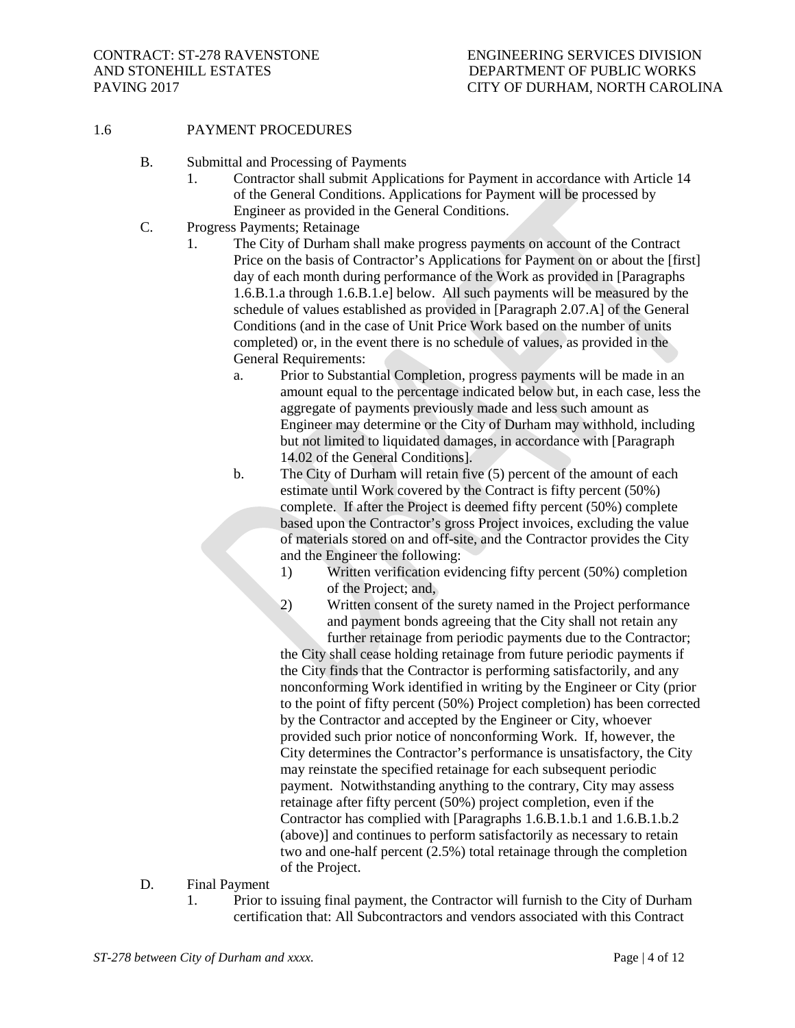## 1.6 PAYMENT PROCEDURES

B. Submittal and Processing of Payments

1. Contractor shall submit Applications for Payment in accordance with Article 14 of the General Conditions. Applications for Payment will be processed by Engineer as provided in the General Conditions.

C. Progress Payments; Retainage

1. The City of Durham shall make progress payments on account of the Contract Price on the basis of Contractor's Applications for Payment on or about the [first] day of each month during performance of the Work as provided in [Paragraphs 1.6.B.1.a through 1.6.B.1.e] below. All such payments will be measured by the schedule of values established as provided in [Paragraph 2.07.A] of the General Conditions (and in the case of Unit Price Work based on the number of units completed) or, in the event there is no schedule of values, as provided in the General Requirements:

   a. Prior to Substantial Completion, progress payments will be made in an amount equal to the percentage indicated below but, in each case, less the aggregate of payments previously made and less such amount as Engineer may determine or the City of Durham may withhold, including but not limited to liquidated damages, in accordance with [Paragraph 14.02 of the General Conditions].

   b. The City of Durham will retain five (5) percent of the amount of each estimate until Work covered by the Contract is fifty percent (50%) complete. If after the Project is deemed fifty percent (50%) complete based upon the Contractor's gross Project invoices, excluding the value of materials stored on and off-site, and the Contractor provides the City and the Engineer the following:

      1) Written verification evidencing fifty percent (50%) completion of the Project; and,

      2) Written consent of the surety named in the Project performance and payment bonds agreeing that the City shall not retain any further retainage from periodic payments due to the Contractor;

      the City shall cease holding retainage from future periodic payments if the City finds that the Contractor is performing satisfactorily, and any nonconforming Work identified in writing by the Engineer or City (prior to the point of fifty percent (50%) Project completion) has been corrected by the Contractor and accepted by the Engineer or City, whoever provided such prior notice of nonconforming Work. If, however, the City determines the Contractor's performance is unsatisfactory, the City may reinstate the specified retainage for each subsequent periodic payment. Notwithstanding anything to the contrary, City may assess retainage after fifty percent (50%) project completion, even if the Contractor has complied with [Paragraphs 1.6.B.1.b.1 and 1.6.B.1.b.2 (above)] and continues to perform satisfactorily as necessary to retain two and one-half percent (2.5%) total retainage through the completion of the Project.

D. Final Payment

1. Prior to issuing final payment, the Contractor will furnish to the City of Durham certification that: All Subcontractors and vendors associated with this Contract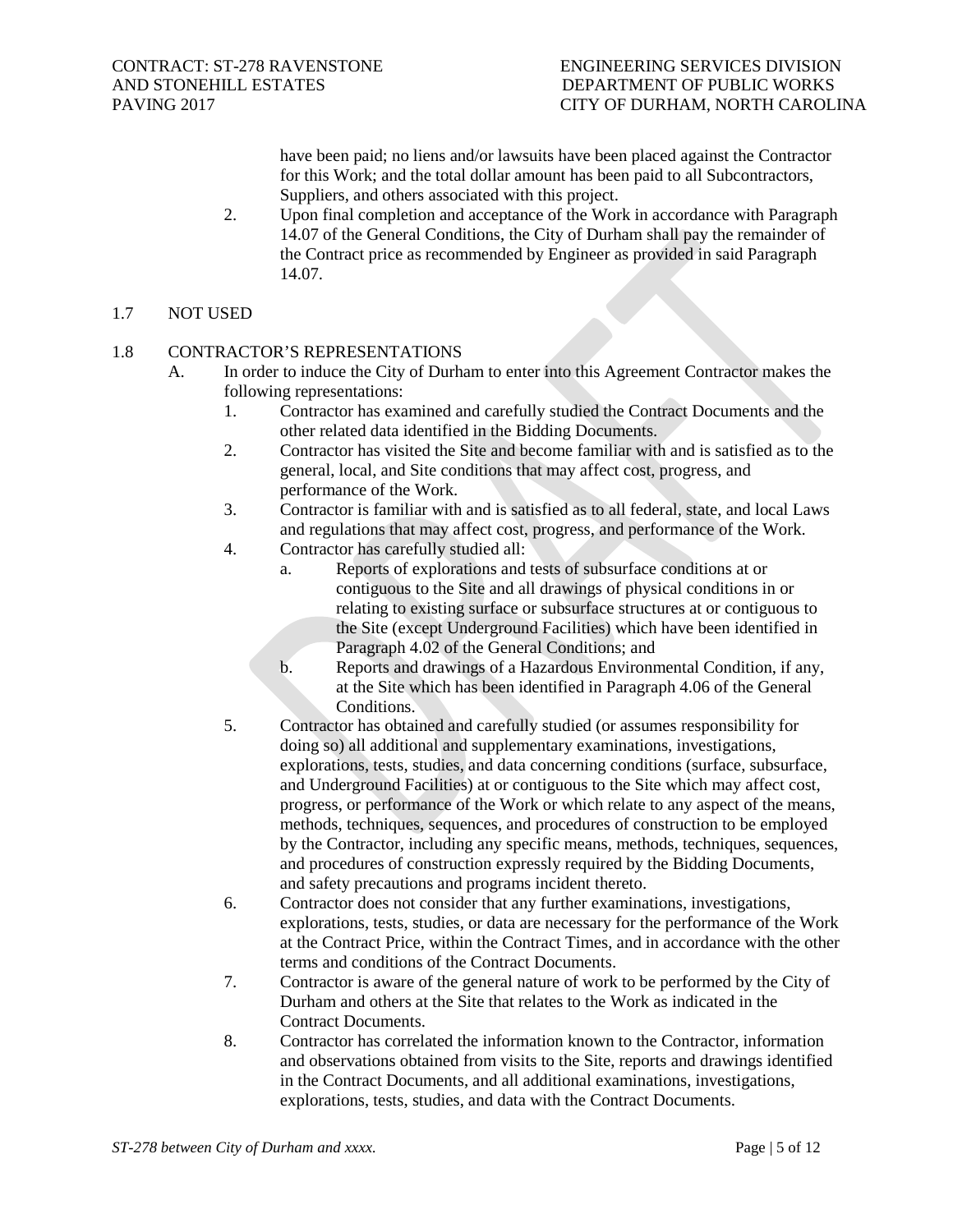have been paid; no liens and/or lawsuits have been placed against the Contractor for this Work; and the total dollar amount has been paid to all Subcontractors, Suppliers, and others associated with this project.

2. Upon final completion and acceptance of the Work in accordance with Paragraph 14.07 of the General Conditions, the City of Durham shall pay the remainder of the Contract price as recommended by Engineer as provided in said Paragraph 14.07.

1.7 NOT USED

1.8 CONTRACTOR'S REPRESENTATIONS

A. In order to induce the City of Durham to enter into this Agreement Contractor makes the following representations:

1. Contractor has examined and carefully studied the Contract Documents and the other related data identified in the Bidding Documents.
2. Contractor has visited the Site and become familiar with and is satisfied as to the general, local, and Site conditions that may affect cost, progress, and performance of the Work.
3. Contractor is familiar with and is satisfied as to all federal, state, and local Laws and regulations that may affect cost, progress, and performance of the Work.
4. Contractor has carefully studied all:
   a. Reports of explorations and tests of subsurface conditions at or contiguous to the Site and all drawings of physical conditions in or relating to existing surface or subsurface structures at or contiguous to the Site (except Underground Facilities) which have been identified in Paragraph 4.02 of the General Conditions; and
   b. Reports and drawings of a Hazardous Environmental Condition, if any, at the Site which has been identified in Paragraph 4.06 of the General Conditions.
5. Contractor has obtained and carefully studied (or assumes responsibility for doing so) all additional and supplementary examinations, investigations, explorations, tests, studies, and data concerning conditions (surface, subsurface, and Underground Facilities) at or contiguous to the Site which may affect cost, progress, or performance of the Work or which relate to any aspect of the means, methods, techniques, sequences, and procedures of construction to be employed by the Contractor, including any specific means, methods, techniques, sequences, and procedures of construction expressly required by the Bidding Documents, and safety precautions and programs incident thereto.
6. Contractor does not consider that any further examinations, investigations, explorations, tests, studies, or data are necessary for the performance of the Work at the Contract Price, within the Contract Times, and in accordance with the other terms and conditions of the Contract Documents.
7. Contractor is aware of the general nature of work to be performed by the City of Durham and others at the Site that relates to the Work as indicated in the Contract Documents.
8. Contractor has correlated the information known to the Contractor, information and observations obtained from visits to the Site, reports and drawings identified in the Contract Documents, and all additional examinations, investigations, explorations, tests, studies, and data with the Contract Documents.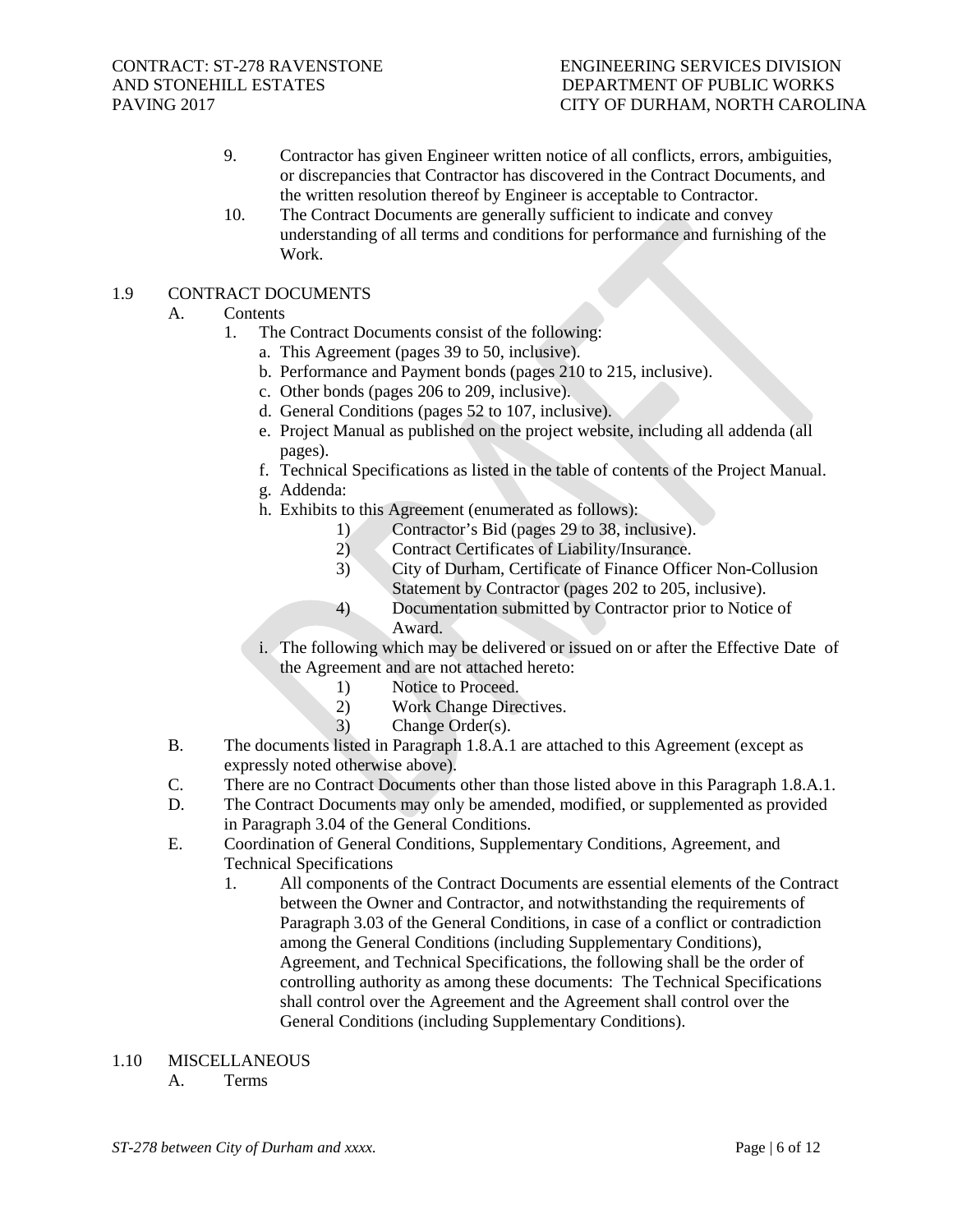9. Contractor has given Engineer written notice of all conflicts, errors, ambiguities, or discrepancies that Contractor has discovered in the Contract Documents, and the written resolution thereof by Engineer is acceptable to Contractor.
10. The Contract Documents are generally sufficient to indicate and convey understanding of all terms and conditions for performance and furnishing of the Work.

## 1.9 CONTRACT DOCUMENTS

A. Contents

1. The Contract Documents consist of the following:
   a. This Agreement (pages 39 to 50, inclusive).
   b. Performance and Payment bonds (pages 210 to 215, inclusive).
   c. Other bonds (pages 206 to 209, inclusive).
   d. General Conditions (pages 52 to 107, inclusive).
   e. Project Manual as published on the project website, including all addenda (all pages).
   f. Technical Specifications as listed in the table of contents of the Project Manual.
   g. Addenda:
   h. Exhibits to this Agreement (enumerated as follows):
      1) Contractor's Bid (pages 29 to 38, inclusive).
      2) Contract Certificates of Liability/Insurance.
      3) City of Durham, Certificate of Finance Officer Non-Collusion Statement by Contractor (pages 202 to 205, inclusive).
      4) Documentation submitted by Contractor prior to Notice of Award.
   i. The following which may be delivered or issued on or after the Effective Date of the Agreement and are not attached hereto:
      1) Notice to Proceed.
      2) Work Change Directives.
      3) Change Order(s).

B. The documents listed in Paragraph 1.8.A.1 are attached to this Agreement (except as expressly noted otherwise above).

C. There are no Contract Documents other than those listed above in this Paragraph 1.8.A.1.

D. The Contract Documents may only be amended, modified, or supplemented as provided in Paragraph 3.04 of the General Conditions.

E. Coordination of General Conditions, Supplementary Conditions, Agreement, and Technical Specifications

1. All components of the Contract Documents are essential elements of the Contract between the Owner and Contractor, and notwithstanding the requirements of Paragraph 3.03 of the General Conditions, in case of a conflict or contradiction among the General Conditions (including Supplementary Conditions), Agreement, and Technical Specifications, the following shall be the order of controlling authority as among these documents: The Technical Specifications shall control over the Agreement and the Agreement shall control over the General Conditions (including Supplementary Conditions).

## 1.10 MISCELLANEOUS

A. Terms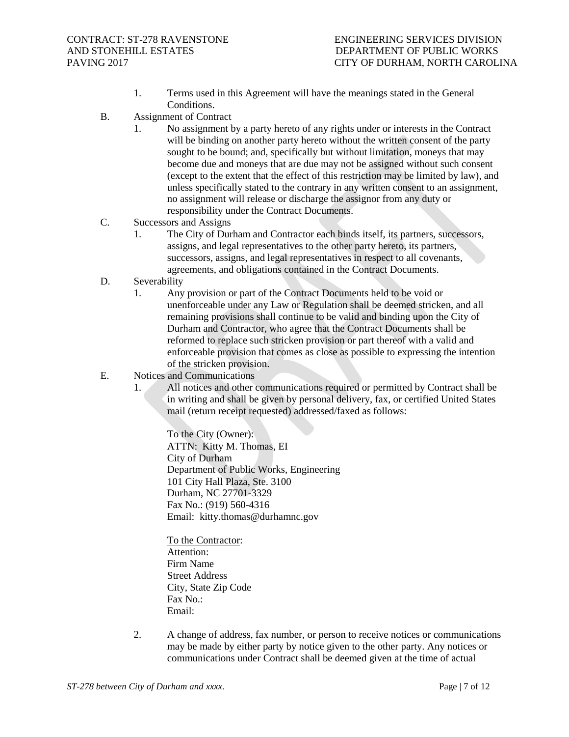1. Terms used in this Agreement will have the meanings stated in the General Conditions.

B. Assignment of Contract

1. No assignment by a party hereto of any rights under or interests in the Contract will be binding on another party hereto without the written consent of the party sought to be bound; and, specifically but without limitation, moneys that may become due and moneys that are due may not be assigned without such consent (except to the extent that the effect of this restriction may be limited by law), and unless specifically stated to the contrary in any written consent to an assignment, no assignment will release or discharge the assignor from any duty or responsibility under the Contract Documents.

C. Successors and Assigns

1. The City of Durham and Contractor each binds itself, its partners, successors, assigns, and legal representatives to the other party hereto, its partners, successors, assigns, and legal representatives in respect to all covenants, agreements, and obligations contained in the Contract Documents.

D. Severability

1. Any provision or part of the Contract Documents held to be void or unenforceable under any Law or Regulation shall be deemed stricken, and all remaining provisions shall continue to be valid and binding upon the City of Durham and Contractor, who agree that the Contract Documents shall be reformed to replace such stricken provision or part thereof with a valid and enforceable provision that comes as close as possible to expressing the intention of the stricken provision.

E. Notices and Communications

1. All notices and other communications required or permitted by Contract shall be in writing and shall be given by personal delivery, fax, or certified United States mail (return receipt requested) addressed/faxed as follows:

   To the City (Owner):
   ATTN: Kitty M. Thomas, EI
   City of Durham
   Department of Public Works, Engineering
   101 City Hall Plaza, Ste. 3100
   Durham, NC 27701-3329
   Fax No.: (919) 560-4316
   Email: kitty.thomas@durhamnc.gov

   To the Contractor:
   Attention:
   Firm Name
   Street Address
   City, State Zip Code
   Fax No.:
   Email:

2. A change of address, fax number, or person to receive notices or communications may be made by either party by notice given to the other party. Any notices or communications under Contract shall be deemed given at the time of actual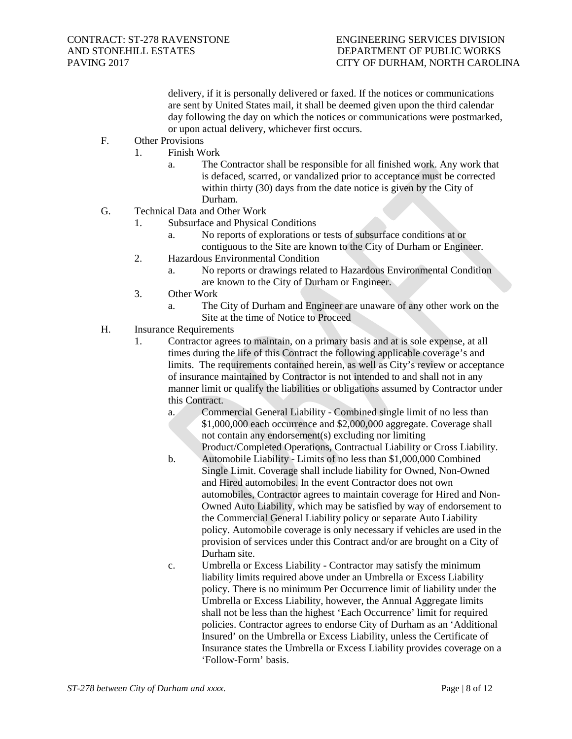delivery, if it is personally delivered or faxed. If the notices or communications are sent by United States mail, it shall be deemed given upon the third calendar day following the day on which the notices or communications were postmarked, or upon actual delivery, whichever first occurs.

F. Other Provisions
   1. Finish Work
      a. The Contractor shall be responsible for all finished work. Any work that is defaced, scarred, or vandalized prior to acceptance must be corrected within thirty (30) days from the date notice is given by the City of Durham.

G. Technical Data and Other Work
   1. Subsurface and Physical Conditions
      a. No reports of explorations or tests of subsurface conditions at or contiguous to the Site are known to the City of Durham or Engineer.
   2. Hazardous Environmental Condition
      a. No reports or drawings related to Hazardous Environmental Condition are known to the City of Durham or Engineer.
   3. Other Work
      a. The City of Durham and Engineer are unaware of any other work on the Site at the time of Notice to Proceed

H. Insurance Requirements
   1. Contractor agrees to maintain, on a primary basis and at is sole expense, at all times during the life of this Contract the following applicable coverage's and limits. The requirements contained herein, as well as City's review or acceptance of insurance maintained by Contractor is not intended to and shall not in any manner limit or qualify the liabilities or obligations assumed by Contractor under this Contract.
      a. Commercial General Liability - Combined single limit of no less than $1,000,000 each occurrence and $2,000,000 aggregate. Coverage shall not contain any endorsement(s) excluding nor limiting Product/Completed Operations, Contractual Liability or Cross Liability.
      b. Automobile Liability - Limits of no less than $1,000,000 Combined Single Limit. Coverage shall include liability for Owned, Non-Owned and Hired automobiles. In the event Contractor does not own automobiles, Contractor agrees to maintain coverage for Hired and Non-Owned Auto Liability, which may be satisfied by way of endorsement to the Commercial General Liability policy or separate Auto Liability policy. Automobile coverage is only necessary if vehicles are used in the provision of services under this Contract and/or are brought on a City of Durham site.
      c. Umbrella or Excess Liability - Contractor may satisfy the minimum liability limits required above under an Umbrella or Excess Liability policy. There is no minimum Per Occurrence limit of liability under the Umbrella or Excess Liability, however, the Annual Aggregate limits shall not be less than the highest 'Each Occurrence' limit for required policies. Contractor agrees to endorse City of Durham as an 'Additional Insured' on the Umbrella or Excess Liability, unless the Certificate of Insurance states the Umbrella or Excess Liability provides coverage on a 'Follow-Form' basis.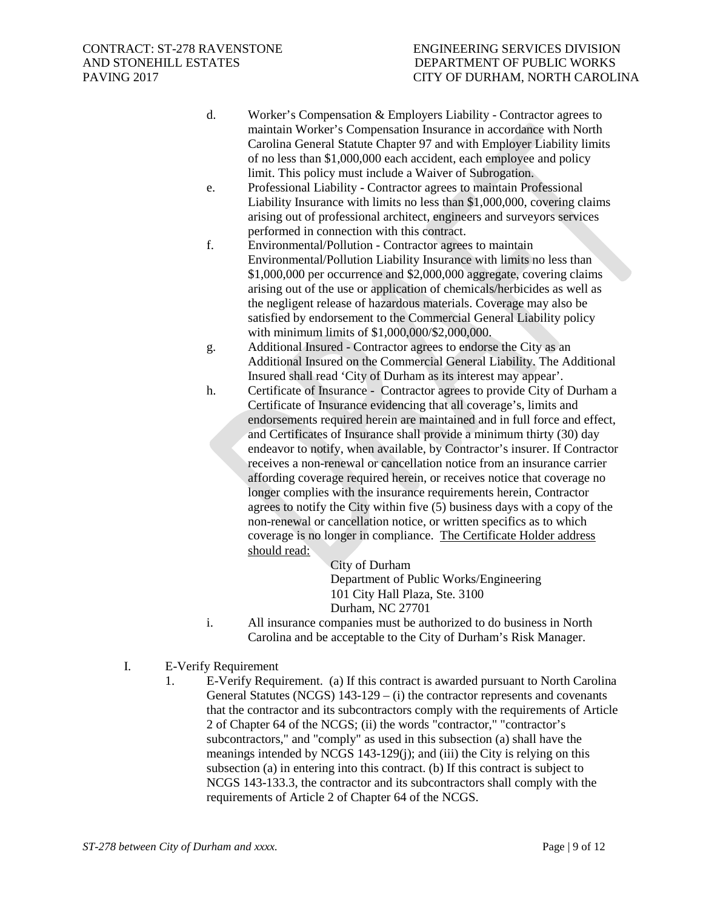d. Worker's Compensation & Employers Liability - Contractor agrees to maintain Worker's Compensation Insurance in accordance with North Carolina General Statute Chapter 97 and with Employer Liability limits of no less than $1,000,000 each accident, each employee and policy limit. This policy must include a Waiver of Subrogation.

e. Professional Liability - Contractor agrees to maintain Professional Liability Insurance with limits no less than $1,000,000, covering claims arising out of professional architect, engineers and surveyors services performed in connection with this contract.

f. Environmental/Pollution - Contractor agrees to maintain Environmental/Pollution Liability Insurance with limits no less than $1,000,000 per occurrence and $2,000,000 aggregate, covering claims arising out of the use or application of chemicals/herbicides as well as the negligent release of hazardous materials. Coverage may also be satisfied by endorsement to the Commercial General Liability policy with minimum limits of $1,000,000/$2,000,000.

g. Additional Insured - Contractor agrees to endorse the City as an Additional Insured on the Commercial General Liability. The Additional Insured shall read 'City of Durham as its interest may appear'.

h. Certificate of Insurance - Contractor agrees to provide City of Durham a Certificate of Insurance evidencing that all coverage's, limits and endorsements required herein are maintained and in full force and effect, and Certificates of Insurance shall provide a minimum thirty (30) day endeavor to notify, when available, by Contractor's insurer. If Contractor receives a non-renewal or cancellation notice from an insurance carrier affording coverage required herein, or receives notice that coverage no longer complies with the insurance requirements herein, Contractor agrees to notify the City within five (5) business days with a copy of the non-renewal or cancellation notice, or written specifics as to which coverage is no longer in compliance. <u>The Certificate Holder address should read:</u>

   City of Durham
   Department of Public Works/Engineering
   101 City Hall Plaza, Ste. 3100
   Durham, NC 27701

i. All insurance companies must be authorized to do business in North Carolina and be acceptable to the City of Durham's Risk Manager.

I. E-Verify Requirement

1. E-Verify Requirement. (a) If this contract is awarded pursuant to North Carolina General Statutes (NCGS) 143-129 – (i) the contractor represents and covenants that the contractor and its subcontractors comply with the requirements of Article 2 of Chapter 64 of the NCGS; (ii) the words "contractor," "contractor's subcontractors," and "comply" as used in this subsection (a) shall have the meanings intended by NCGS 143-129(j); and (iii) the City is relying on this subsection (a) in entering into this contract. (b) If this contract is subject to NCGS 143-133.3, the contractor and its subcontractors shall comply with the requirements of Article 2 of Chapter 64 of the NCGS.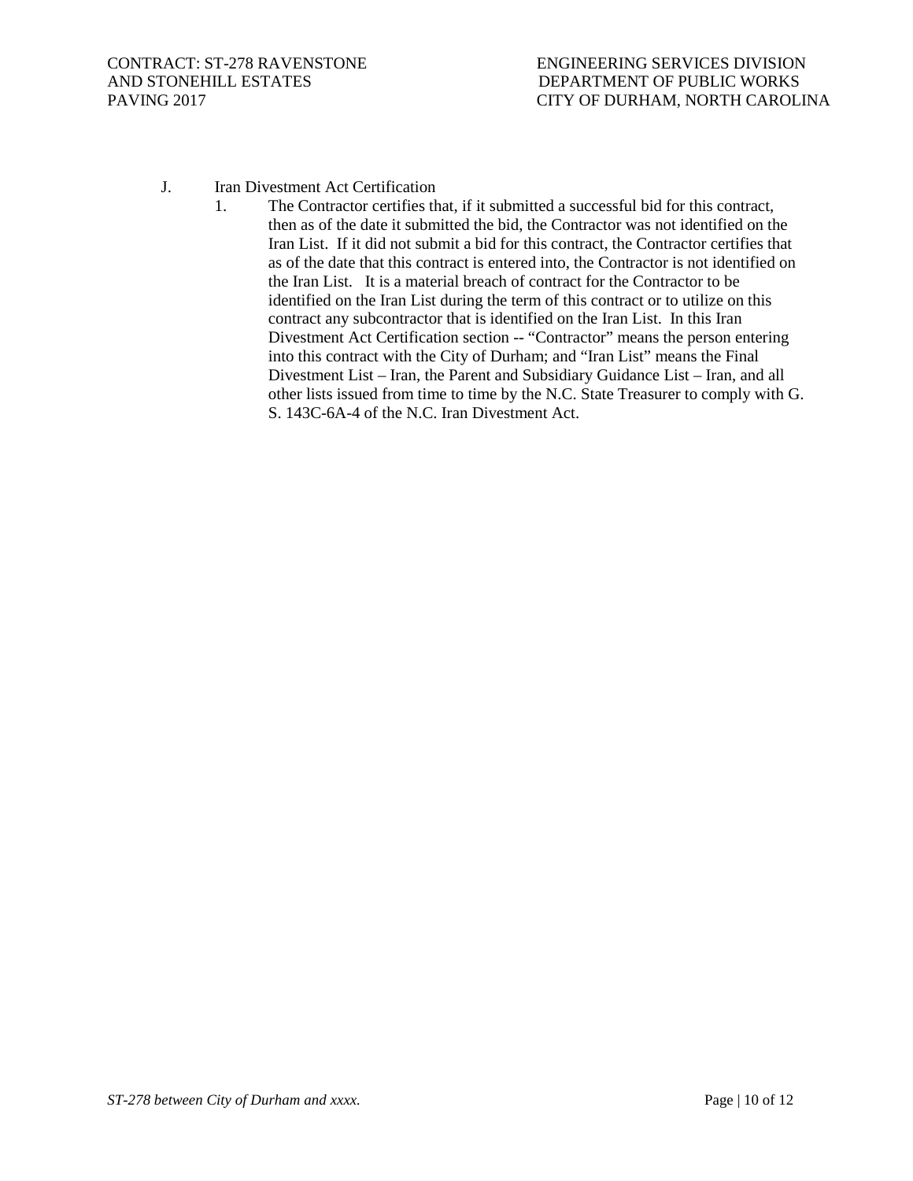J. Iran Divestment Act Certification

1. The Contractor certifies that, if it submitted a successful bid for this contract, then as of the date it submitted the bid, the Contractor was not identified on the Iran List. If it did not submit a bid for this contract, the Contractor certifies that as of the date that this contract is entered into, the Contractor is not identified on the Iran List. It is a material breach of contract for the Contractor to be identified on the Iran List during the term of this contract or to utilize on this contract any subcontractor that is identified on the Iran List. In this Iran Divestment Act Certification section -- "Contractor" means the person entering into this contract with the City of Durham; and "Iran List" means the Final Divestment List – Iran, the Parent and Subsidiary Guidance List – Iran, and all other lists issued from time to time by the N.C. State Treasurer to comply with G. S. 143C-6A-4 of the N.C. Iran Divestment Act.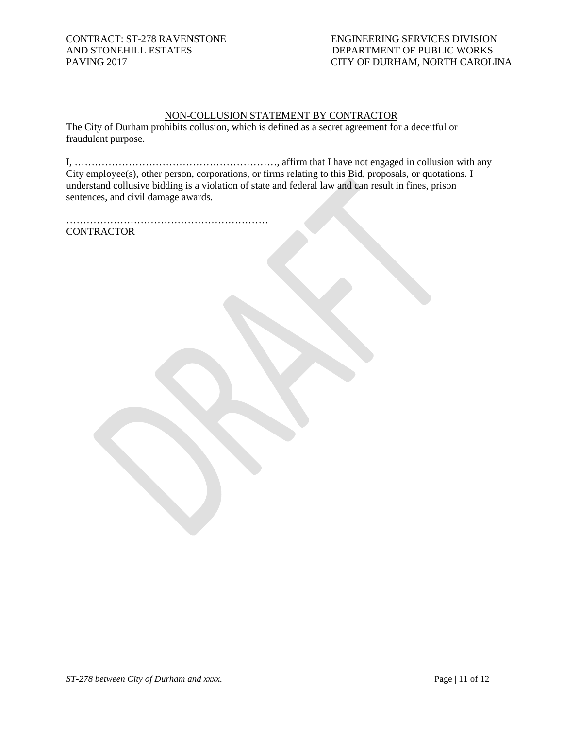## NON-COLLUSION STATEMENT BY CONTRACTOR

The City of Durham prohibits collusion, which is defined as a secret agreement for a deceitful or fraudulent purpose.

I, ……………………………………………………, affirm that I have not engaged in collusion with any City employee(s), other person, corporations, or firms relating to this Bid, proposals, or quotations. I understand collusive bidding is a violation of state and federal law and can result in fines, prison sentences, and civil damage awards.

……………………………………………………
CONTRACTOR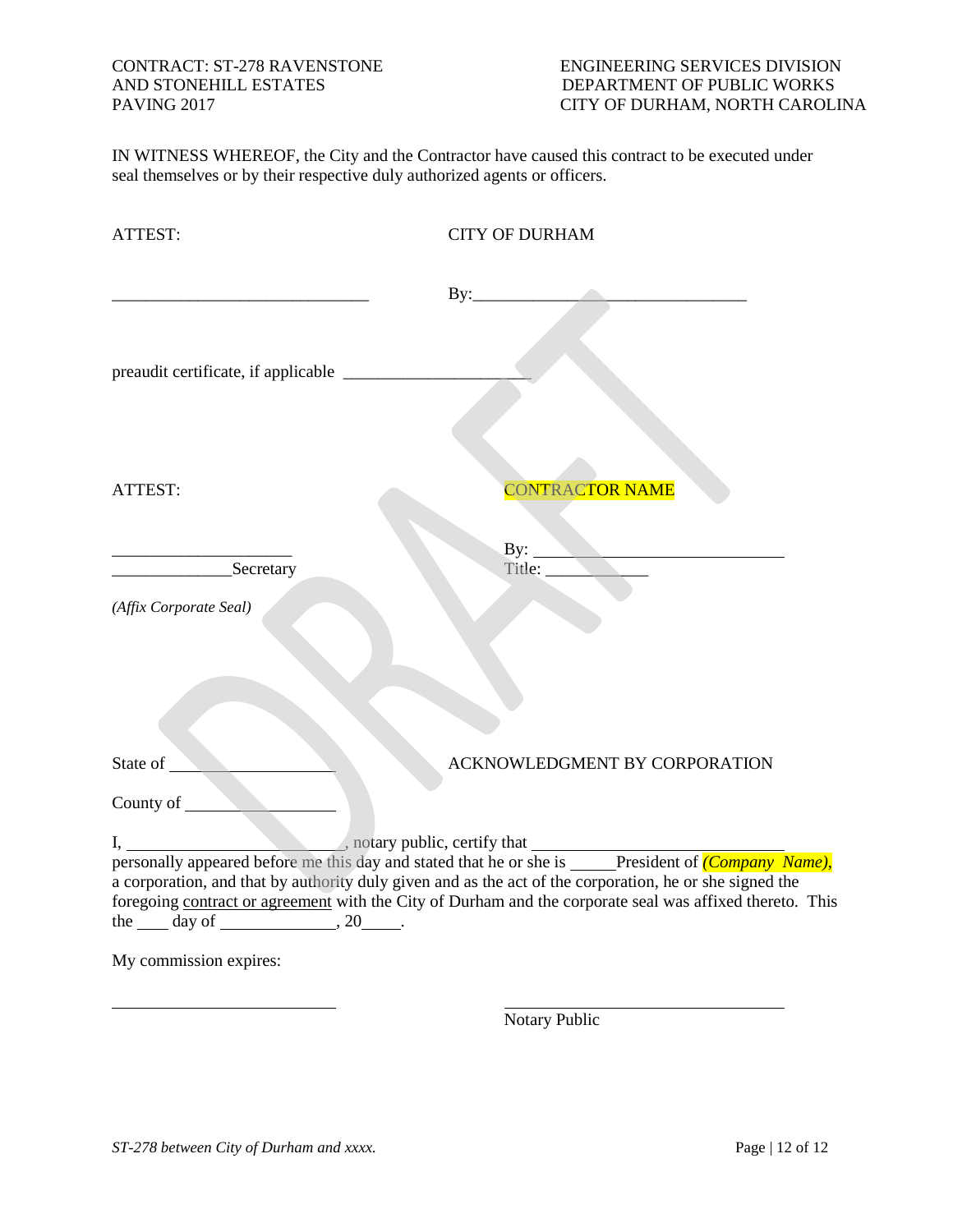IN WITNESS WHEREOF, the City and the Contractor have caused this contract to be executed under seal themselves or by their respective duly authorized agents or officers.

ATTEST: CITY OF DURHAM

______________________________ By:________________________________

preaudit certificate, if applicable ______________________

ATTEST: CONTRACTOR NAME

_____________________ By: ______________________________

______________Secretary Title: ____________

*(Affix Corporate Seal)*

State of ____________________ ACKNOWLEDGMENT BY CORPORATION

County of __________________

I, ________________________, notary public, certify that ______________________________ personally appeared before me this day and stated that he or she is _____President of ***(Company Name)***, a corporation, and that by authority duly given and as the act of the corporation, he or she signed the foregoing contract or agreement with the City of Durham and the corporate seal was affixed thereto. This the ____ day of _____________, 20____.

My commission expires:

___________________________ ______________________________

Notary Public

*ST-278 between City of Durham and xxxx.*